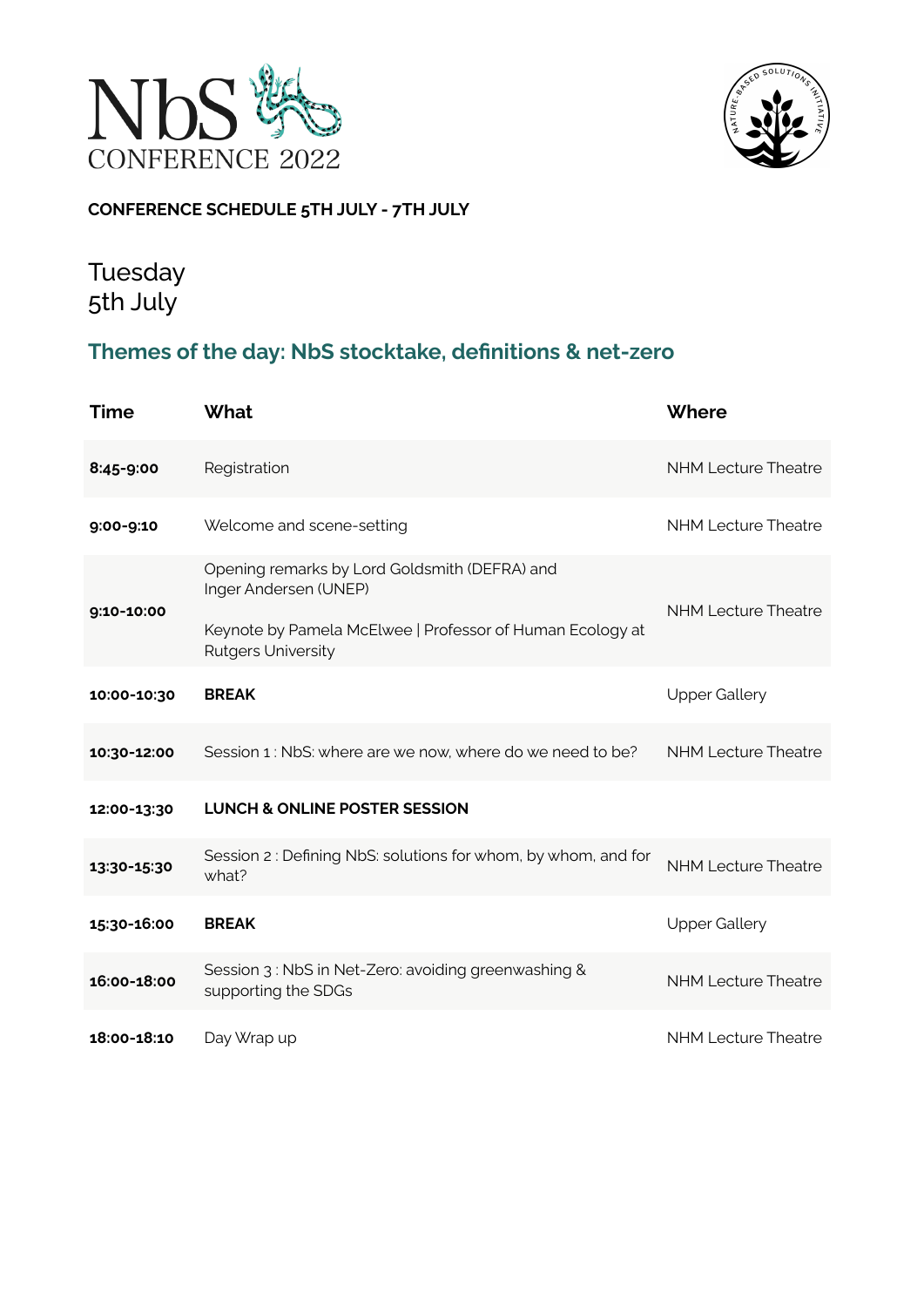# NbS CONFERENCE 2022

**CONFERENCE SCHEDULE 5TH JULY - 7TH JULY**

## Tuesday 5th July

### Themes of the day: NbS stocktake, definitions & net-zero

| Time | What | Where |
| --- | --- | --- |
| **8:45-9:00** | Registration | NHM Lecture Theatre |
| **9:00-9:10** | Welcome and scene-setting | NHM Lecture Theatre |
| **9:10-10:00** | Opening remarks by Lord Goldsmith (DEFRA) and Inger Andersen (UNEP)<br><br>Keynote by Pamela McElwee \| Professor of Human Ecology at Rutgers University | NHM Lecture Theatre |
| **10:00-10:30** | **BREAK** | Upper Gallery |
| **10:30-12:00** | Session 1 : NbS: where are we now, where do we need to be? | NHM Lecture Theatre |
| **12:00-13:30** | **LUNCH & ONLINE POSTER SESSION** | |
| **13:30-15:30** | Session 2 : Defining NbS: solutions for whom, by whom, and for what? | NHM Lecture Theatre |
| **15:30-16:00** | **BREAK** | Upper Gallery |
| **16:00-18:00** | Session 3 : NbS in Net-Zero: avoiding greenwashing & supporting the SDGs | NHM Lecture Theatre |
| **18:00-18:10** | Day Wrap up | NHM Lecture Theatre |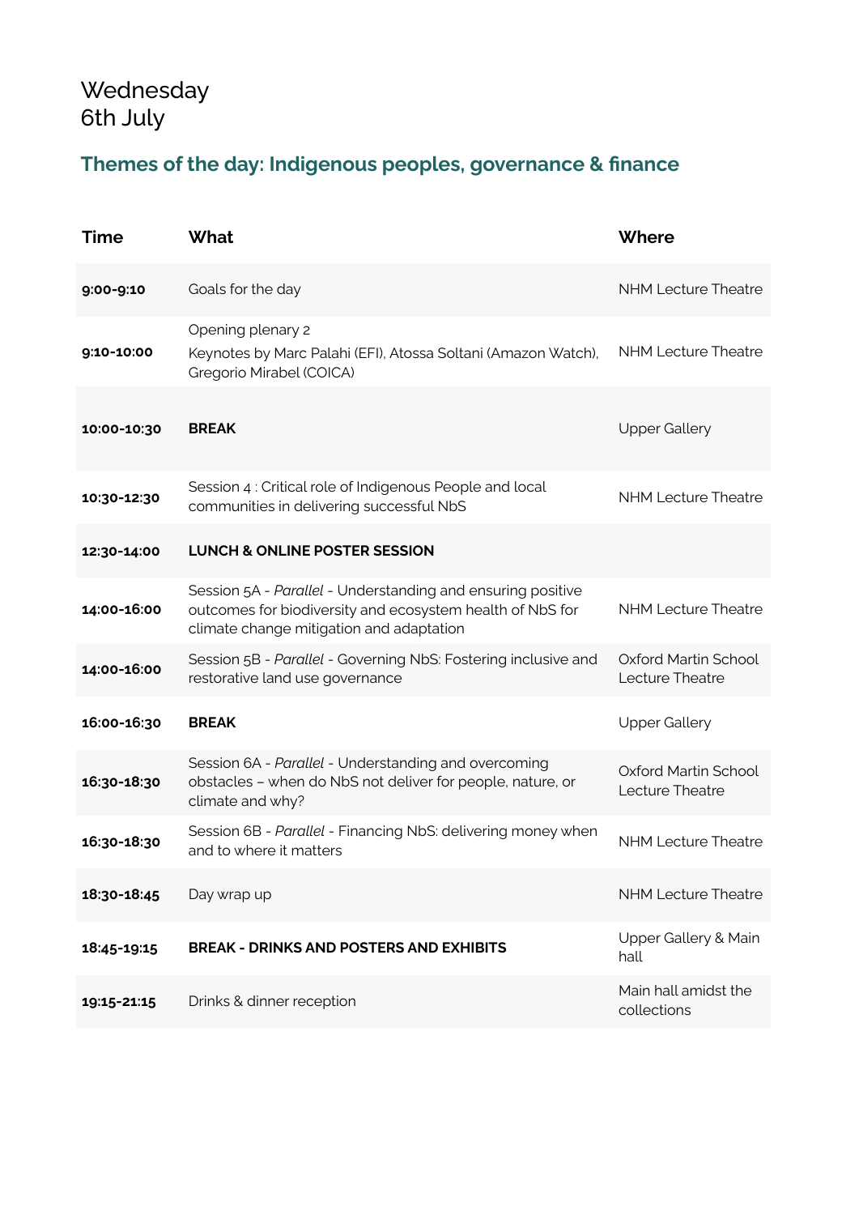# Wednesday 6th July

## Themes of the day: Indigenous peoples, governance & finance

| Time | What | Where |
| --- | --- | --- |
| **9:00-9:10** | Goals for the day | NHM Lecture Theatre |
| **9:10-10:00** | Opening plenary 2<br>Keynotes by Marc Palahi (EFI), Atossa Soltani (Amazon Watch), Gregorio Mirabel (COICA) | NHM Lecture Theatre |
| **10:00-10:30** | **BREAK** | Upper Gallery |
| **10:30-12:30** | Session 4 : Critical role of Indigenous People and local communities in delivering successful NbS | NHM Lecture Theatre |
| **12:30-14:00** | **LUNCH & ONLINE POSTER SESSION** | |
| **14:00-16:00** | Session 5A - *Parallel* - Understanding and ensuring positive outcomes for biodiversity and ecosystem health of NbS for climate change mitigation and adaptation | NHM Lecture Theatre |
| **14:00-16:00** | Session 5B - *Parallel* - Governing NbS: Fostering inclusive and restorative land use governance | Oxford Martin School Lecture Theatre |
| **16:00-16:30** | **BREAK** | Upper Gallery |
| **16:30-18:30** | Session 6A - *Parallel* - Understanding and overcoming obstacles – when do NbS not deliver for people, nature, or climate and why? | Oxford Martin School Lecture Theatre |
| **16:30-18:30** | Session 6B - *Parallel* - Financing NbS: delivering money when and to where it matters | NHM Lecture Theatre |
| **18:30-18:45** | Day wrap up | NHM Lecture Theatre |
| **18:45-19:15** | **BREAK - DRINKS AND POSTERS AND EXHIBITS** | Upper Gallery & Main hall |
| **19:15-21:15** | Drinks & dinner reception | Main hall amidst the collections |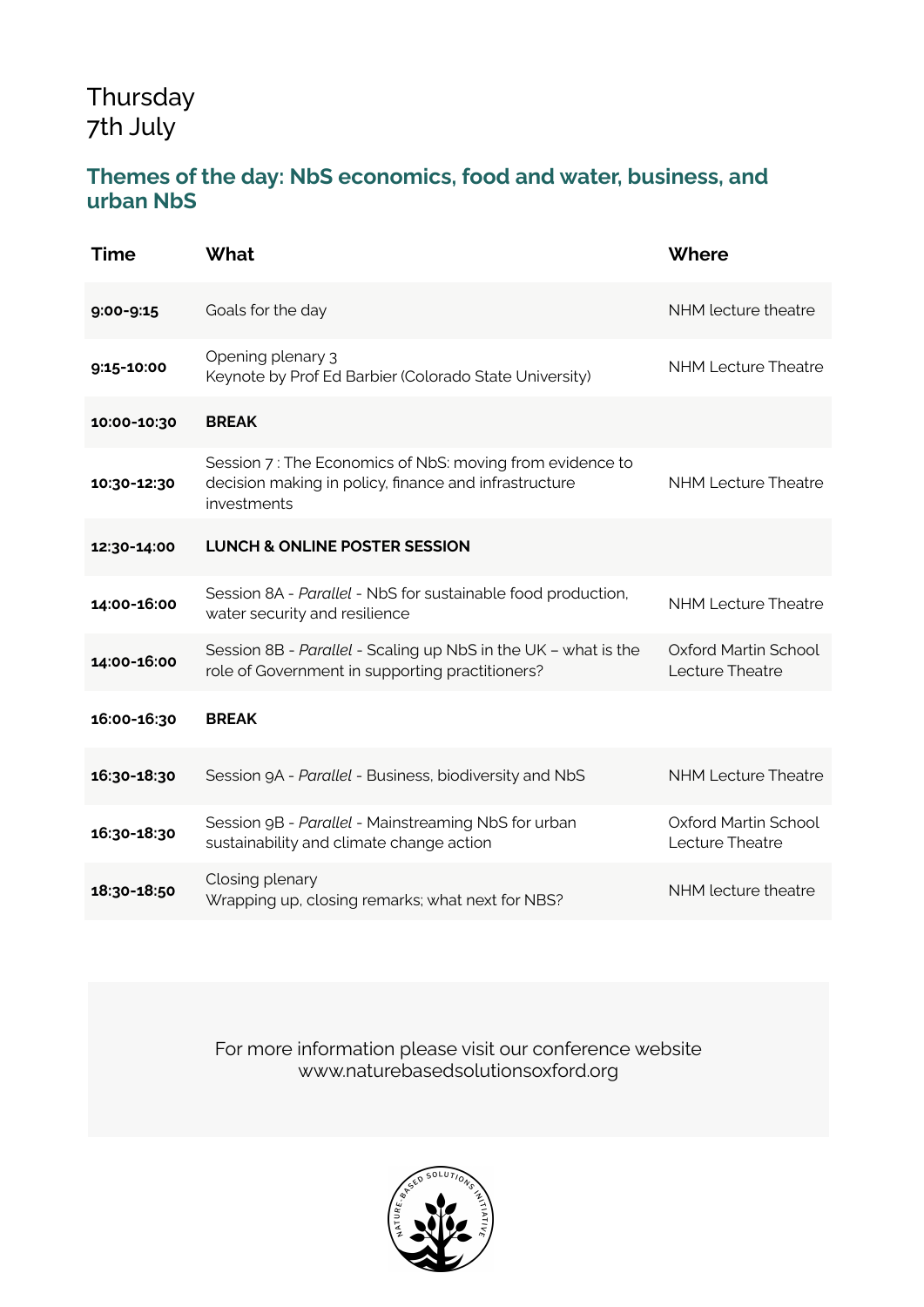# Thursday
# 7th July

## Themes of the day: NbS economics, food and water, business, and urban NbS

| Time | What | Where |
|---|---|---|
| **9:00-9:15** | Goals for the day | NHM lecture theatre |
| **9:15-10:00** | Opening plenary 3<br>Keynote by Prof Ed Barbier (Colorado State University) | NHM Lecture Theatre |
| **10:00-10:30** | **BREAK** | |
| **10:30-12:30** | Session 7 : The Economics of NbS: moving from evidence to decision making in policy, finance and infrastructure investments | NHM Lecture Theatre |
| **12:30-14:00** | **LUNCH & ONLINE POSTER SESSION** | |
| **14:00-16:00** | Session 8A - *Parallel* - NbS for sustainable food production, water security and resilience | NHM Lecture Theatre |
| **14:00-16:00** | Session 8B - *Parallel* - Scaling up NbS in the UK – what is the role of Government in supporting practitioners? | Oxford Martin School Lecture Theatre |
| **16:00-16:30** | **BREAK** | |
| **16:30-18:30** | Session 9A - *Parallel* - Business, biodiversity and NbS | NHM Lecture Theatre |
| **16:30-18:30** | Session 9B - *Parallel* - Mainstreaming NbS for urban sustainability and climate change action | Oxford Martin School Lecture Theatre |
| **18:30-18:50** | Closing plenary<br>Wrapping up, closing remarks; what next for NBS? | NHM lecture theatre |

For more information please visit our conference website
www.naturebasedsolutionsoxford.org

NATURE-BASED SOLUTIONS INITIATIVE